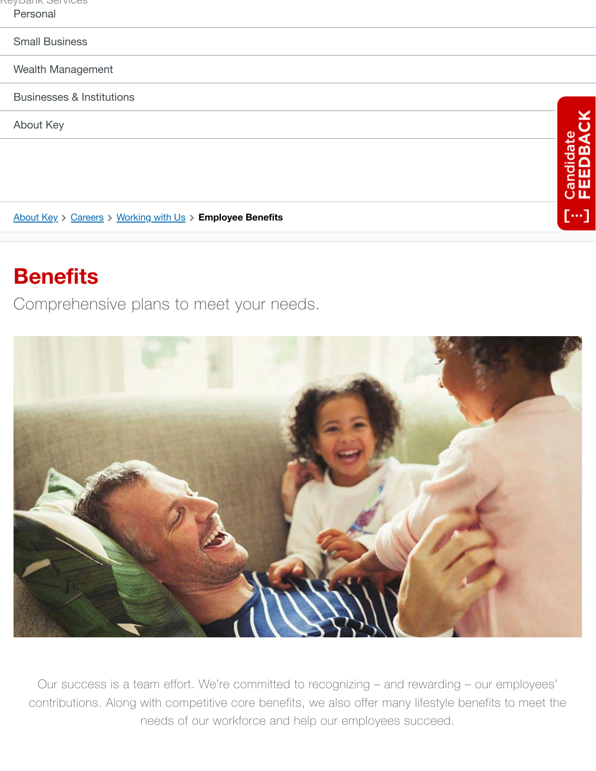KeyBank Services

Personal

Small Business

Wealth Management

Businesses & Institutions

About Key

About Key > Careers > Working with Us > **Employee Benefits**

# Benefits

Comprehensive plans to meet your needs.

Our success is a team effort. We're committed to recognizing – and rewarding – our employees' contributions. Along with competitive core benefits, we also offer many lifestyle benefits to meet the needs of our workforce and help our employees succeed.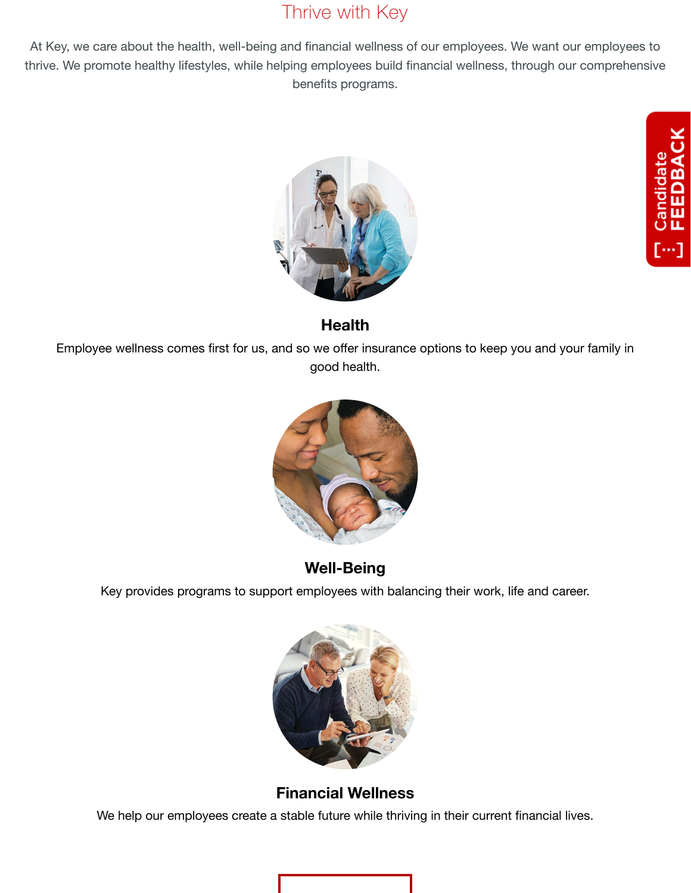# Thrive with Key

At Key, we care about the health, well-being and financial wellness of our employees. We want our employees to thrive. We promote healthy lifestyles, while helping employees build financial wellness, through our comprehensive benefits programs.

### Health

Employee wellness comes first for us, and so we offer insurance options to keep you and your family in good health.

### Well-Being

Key provides programs to support employees with balancing their work, life and career.

### Financial Wellness

We help our employees create a stable future while thriving in their current financial lives.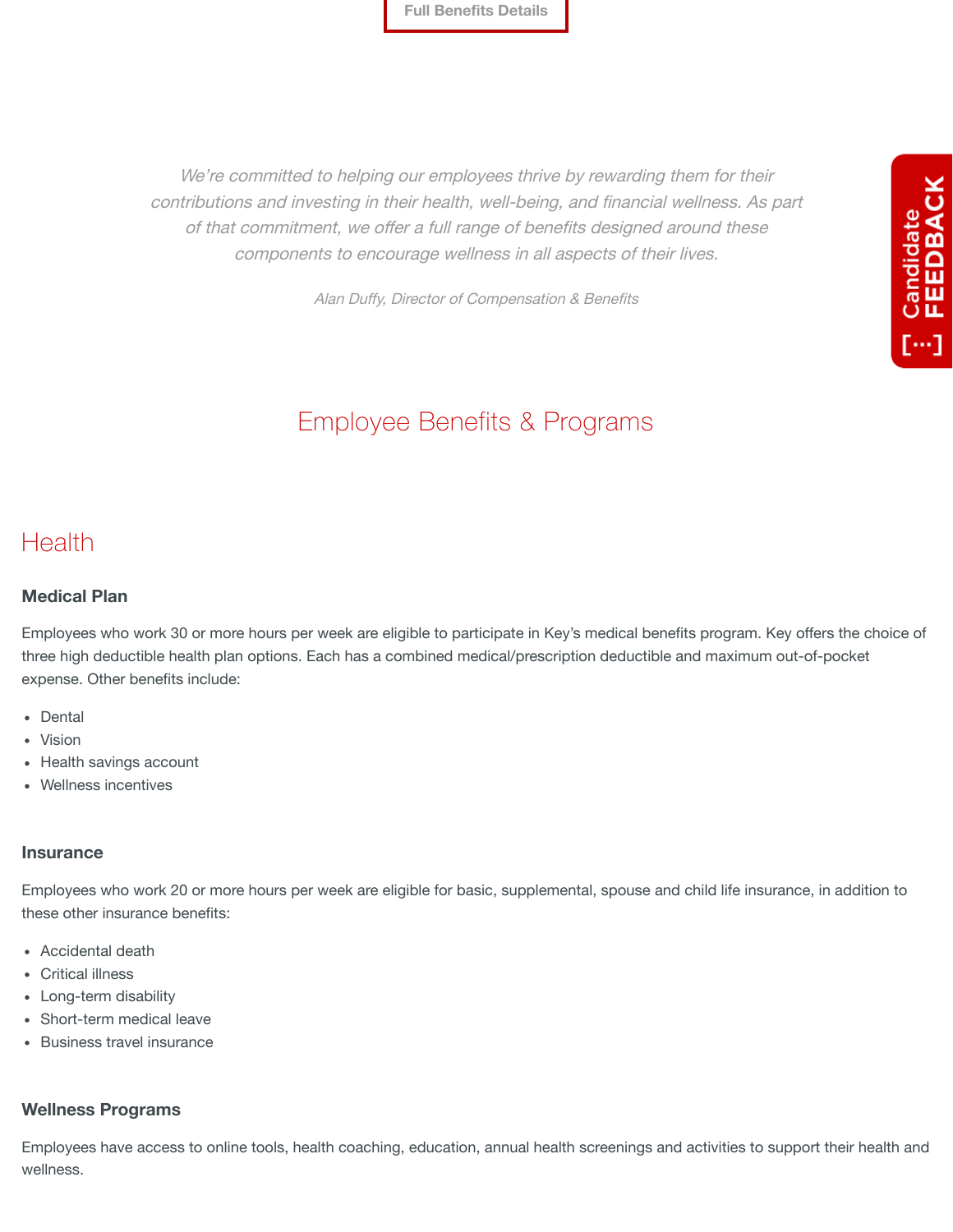Full Benefits Details

*We're committed to helping our employees thrive by rewarding them for their contributions and investing in their health, well-being, and financial wellness. As part of that commitment, we offer a full range of benefits designed around these components to encourage wellness in all aspects of their lives.*

*Alan Duffy, Director of Compensation & Benefits*

Candidate FEEDBACK [...]

# Employee Benefits & Programs

## Health

### Medical Plan

Employees who work 30 or more hours per week are eligible to participate in Key's medical benefits program. Key offers the choice of three high deductible health plan options. Each has a combined medical/prescription deductible and maximum out-of-pocket expense. Other benefits include:

- Dental
- Vision
- Health savings account
- Wellness incentives

### Insurance

Employees who work 20 or more hours per week are eligible for basic, supplemental, spouse and child life insurance, in addition to these other insurance benefits:

- Accidental death
- Critical illness
- Long-term disability
- Short-term medical leave
- Business travel insurance

### Wellness Programs

Employees have access to online tools, health coaching, education, annual health screenings and activities to support their health and wellness.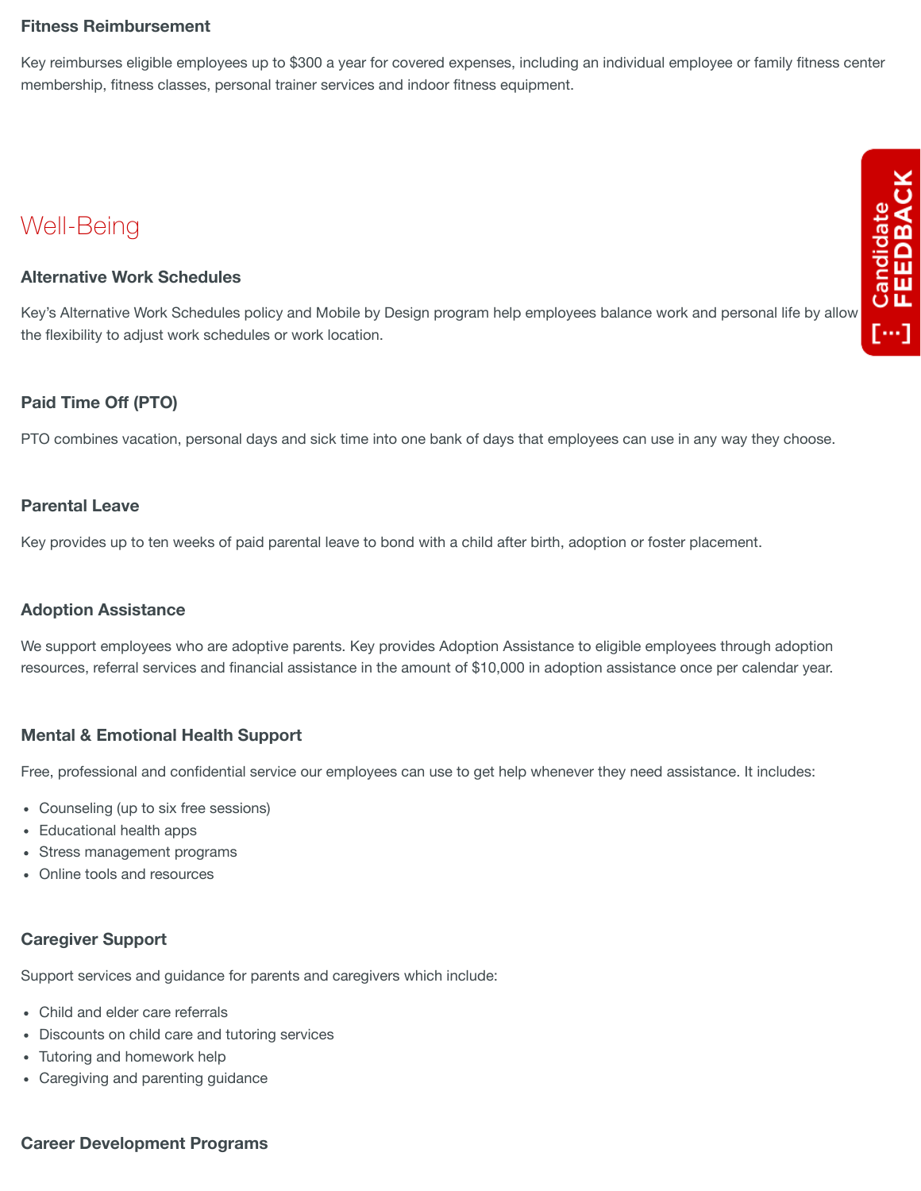### Fitness Reimbursement

Key reimburses eligible employees up to $300 a year for covered expenses, including an individual employee or family fitness center membership, fitness classes, personal trainer services and indoor fitness equipment.

## Well-Being

### Alternative Work Schedules

Key's Alternative Work Schedules policy and Mobile by Design program help employees balance work and personal life by allow the flexibility to adjust work schedules or work location.

### Paid Time Off (PTO)

PTO combines vacation, personal days and sick time into one bank of days that employees can use in any way they choose.

### Parental Leave

Key provides up to ten weeks of paid parental leave to bond with a child after birth, adoption or foster placement.

### Adoption Assistance

We support employees who are adoptive parents. Key provides Adoption Assistance to eligible employees through adoption resources, referral services and financial assistance in the amount of $10,000 in adoption assistance once per calendar year.

### Mental & Emotional Health Support

Free, professional and confidential service our employees can use to get help whenever they need assistance. It includes:

- Counseling (up to six free sessions)
- Educational health apps
- Stress management programs
- Online tools and resources

### Caregiver Support

Support services and guidance for parents and caregivers which include:

- Child and elder care referrals
- Discounts on child care and tutoring services
- Tutoring and homework help
- Caregiving and parenting guidance

### Career Development Programs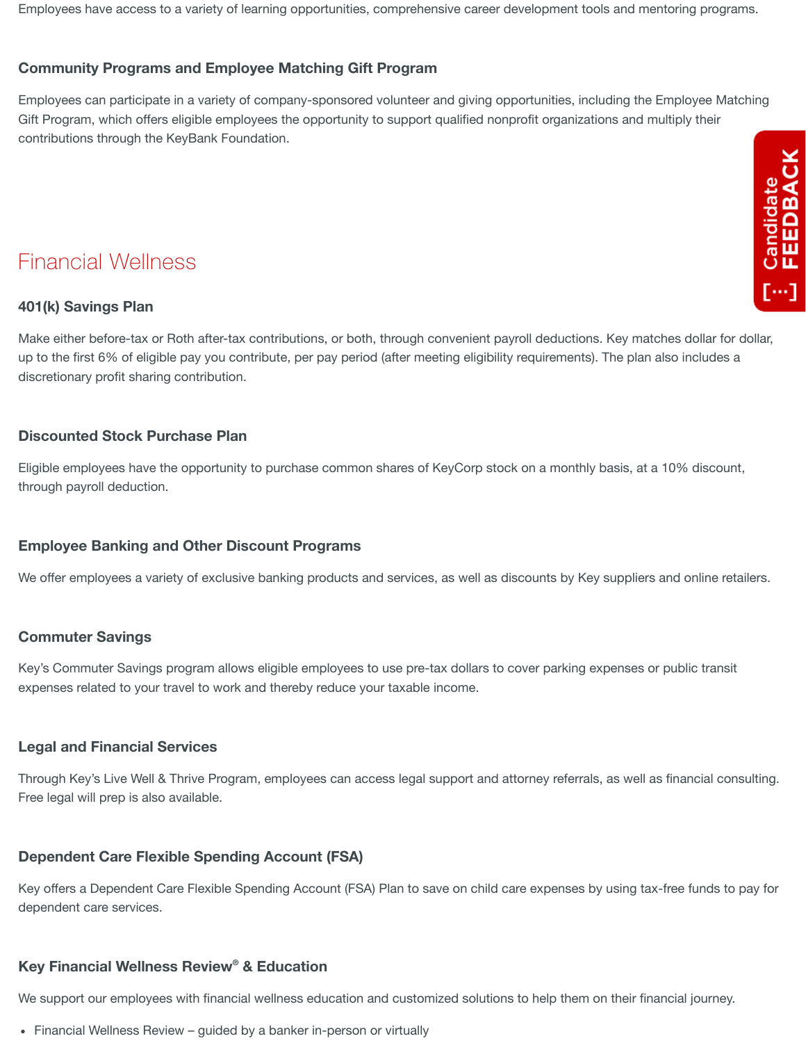Employees have access to a variety of learning opportunities, comprehensive career development tools and mentoring programs.

### Community Programs and Employee Matching Gift Program

Employees can participate in a variety of company-sponsored volunteer and giving opportunities, including the Employee Matching Gift Program, which offers eligible employees the opportunity to support qualified nonprofit organizations and multiply their contributions through the KeyBank Foundation.

## Financial Wellness

### 401(k) Savings Plan

Make either before-tax or Roth after-tax contributions, or both, through convenient payroll deductions. Key matches dollar for dollar, up to the first 6% of eligible pay you contribute, per pay period (after meeting eligibility requirements). The plan also includes a discretionary profit sharing contribution.

### Discounted Stock Purchase Plan

Eligible employees have the opportunity to purchase common shares of KeyCorp stock on a monthly basis, at a 10% discount, through payroll deduction.

### Employee Banking and Other Discount Programs

We offer employees a variety of exclusive banking products and services, as well as discounts by Key suppliers and online retailers.

### Commuter Savings

Key's Commuter Savings program allows eligible employees to use pre-tax dollars to cover parking expenses or public transit expenses related to your travel to work and thereby reduce your taxable income.

### Legal and Financial Services

Through Key's Live Well & Thrive Program, employees can access legal support and attorney referrals, as well as financial consulting. Free legal will prep is also available.

### Dependent Care Flexible Spending Account (FSA)

Key offers a Dependent Care Flexible Spending Account (FSA) Plan to save on child care expenses by using tax-free funds to pay for dependent care services.

### Key Financial Wellness Review® & Education

We support our employees with financial wellness education and customized solutions to help them on their financial journey.

- Financial Wellness Review – guided by a banker in-person or virtually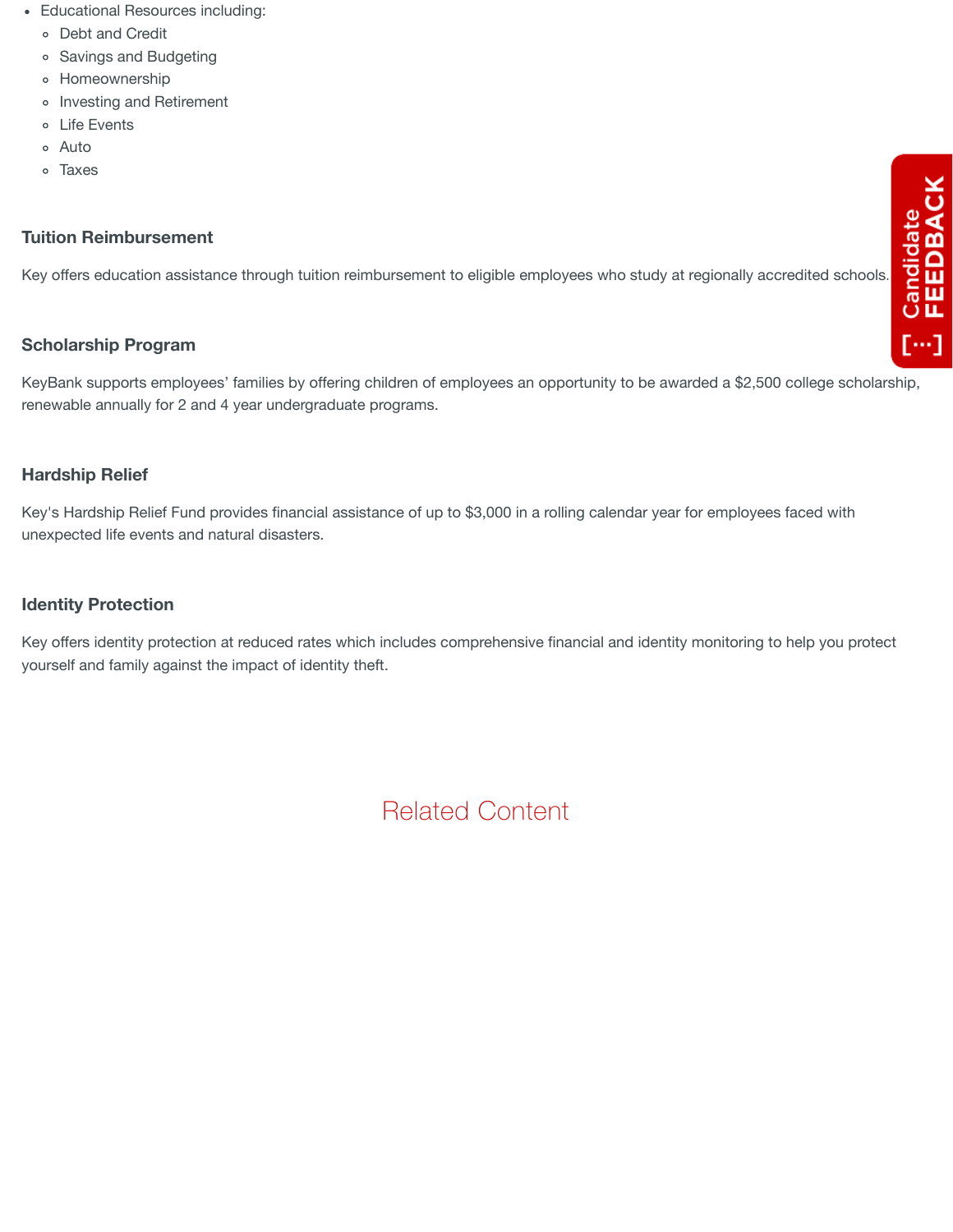- Educational Resources including:
  - Debt and Credit
  - Savings and Budgeting
  - Homeownership
  - Investing and Retirement
  - Life Events
  - Auto
  - Taxes

### Tuition Reimbursement

Key offers education assistance through tuition reimbursement to eligible employees who study at regionally accredited schools.

### Scholarship Program

KeyBank supports employees' families by offering children of employees an opportunity to be awarded a $2,500 college scholarship, renewable annually for 2 and 4 year undergraduate programs.

### Hardship Relief

Key's Hardship Relief Fund provides financial assistance of up to $3,000 in a rolling calendar year for employees faced with unexpected life events and natural disasters.

### Identity Protection

Key offers identity protection at reduced rates which includes comprehensive financial and identity monitoring to help you protect yourself and family against the impact of identity theft.

## Related Content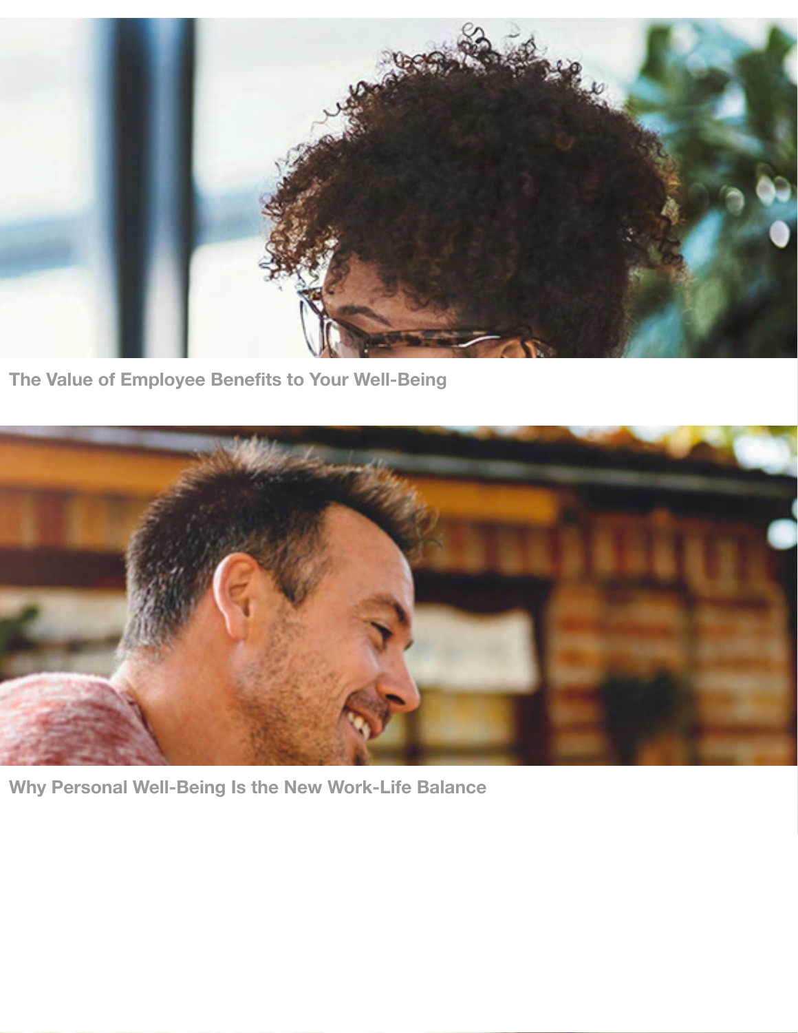The Value of Employee Benefits to Your Well-Being

Why Personal Well-Being Is the New Work-Life Balance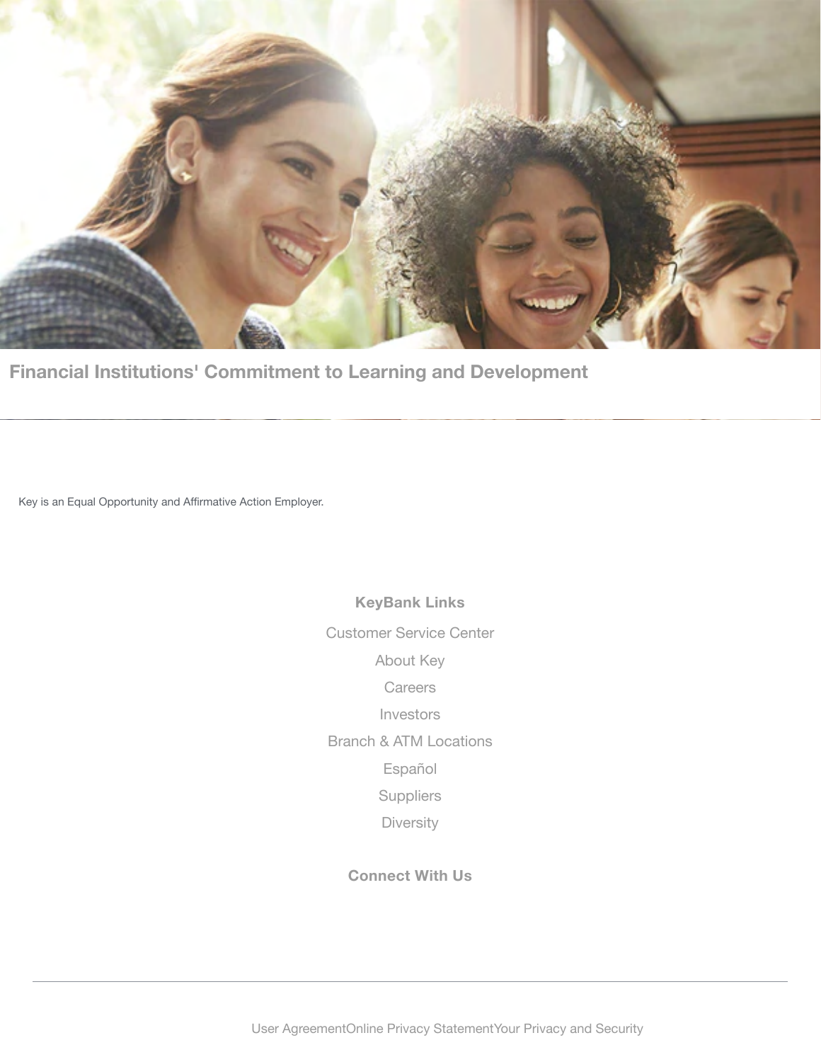## Financial Institutions' Commitment to Learning and Development

Key is an Equal Opportunity and Affirmative Action Employer.

**KeyBank Links**

Customer Service Center

About Key

Careers

Investors

Branch & ATM Locations

Español

Suppliers

Diversity

**Connect With Us**

---

User Agreement Online Privacy Statement Your Privacy and Security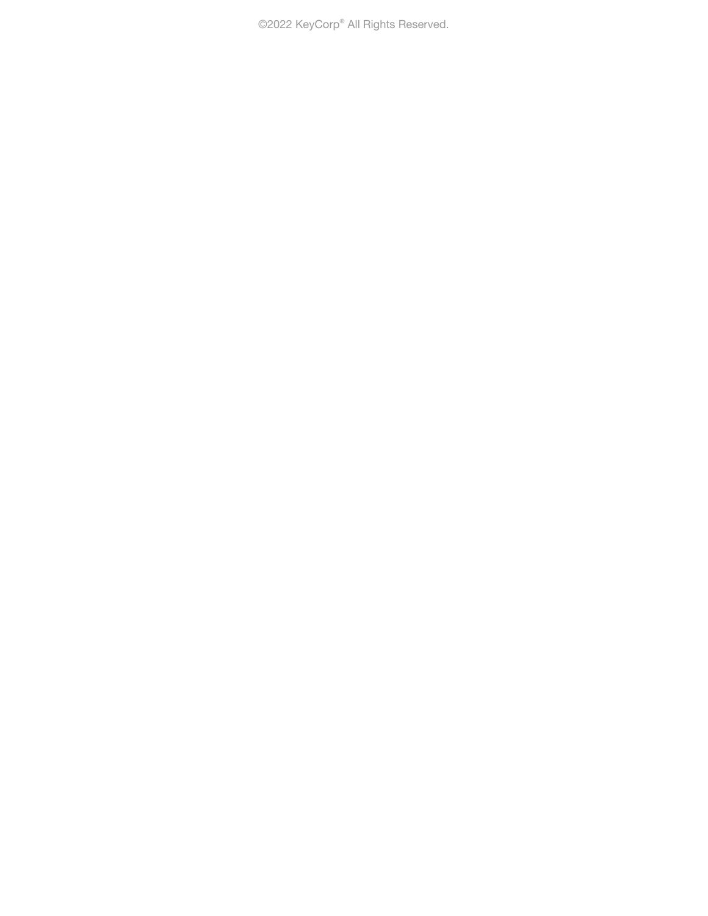©2022 KeyCorp® All Rights Reserved.